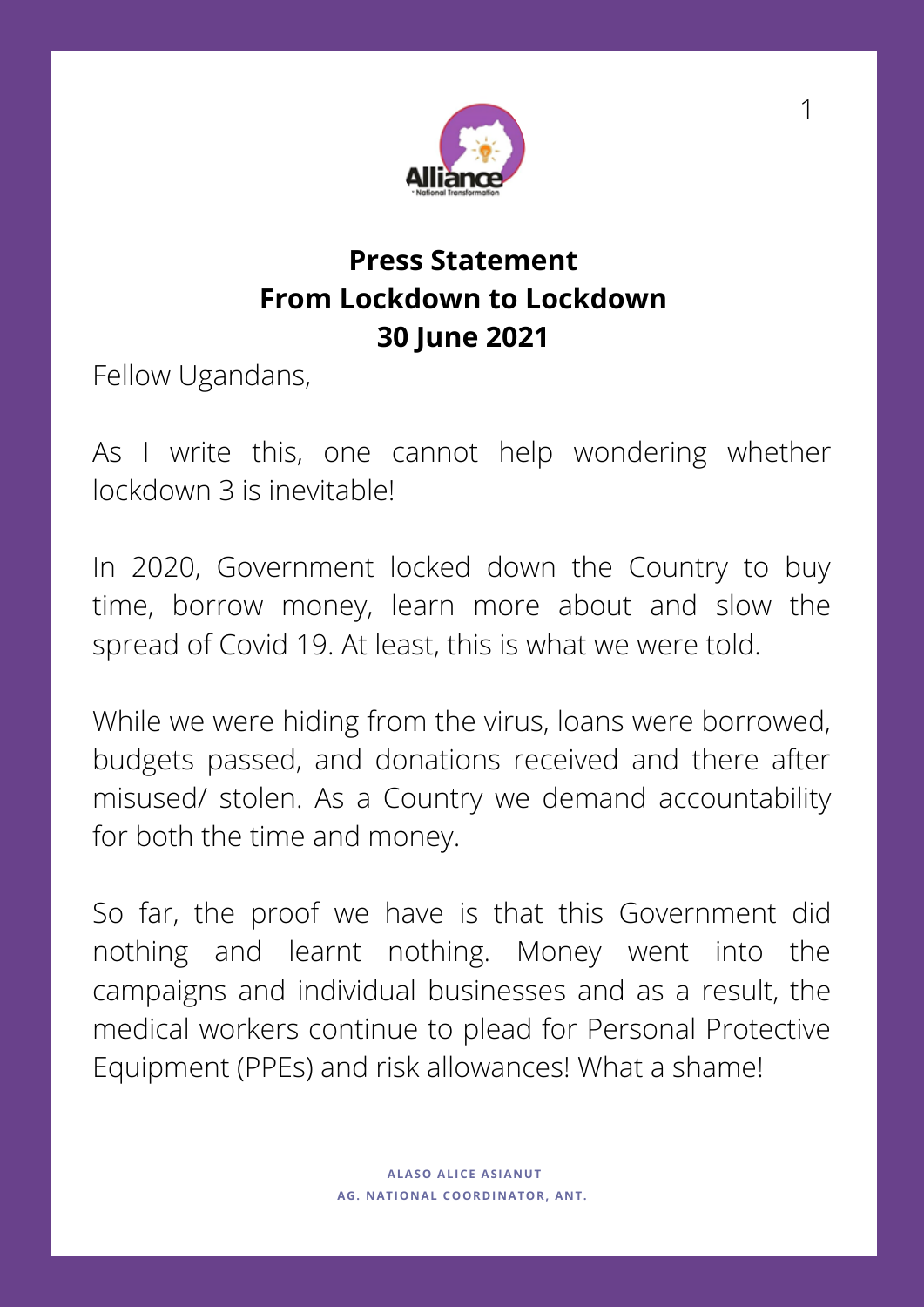# Press Statement
# From Lockdown to Lockdown
# 30 June 2021

Fellow Ugandans,

As I write this, one cannot help wondering whether lockdown 3 is inevitable!

In 2020, Government locked down the Country to buy time, borrow money, learn more about and slow the spread of Covid 19. At least, this is what we were told.

While we were hiding from the virus, loans were borrowed, budgets passed, and donations received and there after misused/ stolen. As a Country we demand accountability for both the time and money.

So far, the proof we have is that this Government did nothing and learnt nothing. Money went into the campaigns and individual businesses and as a result, the medical workers continue to plead for Personal Protective Equipment (PPEs) and risk allowances! What a shame!

ALASO ALICE ASIANUT
AG. NATIONAL COORDINATOR, ANT.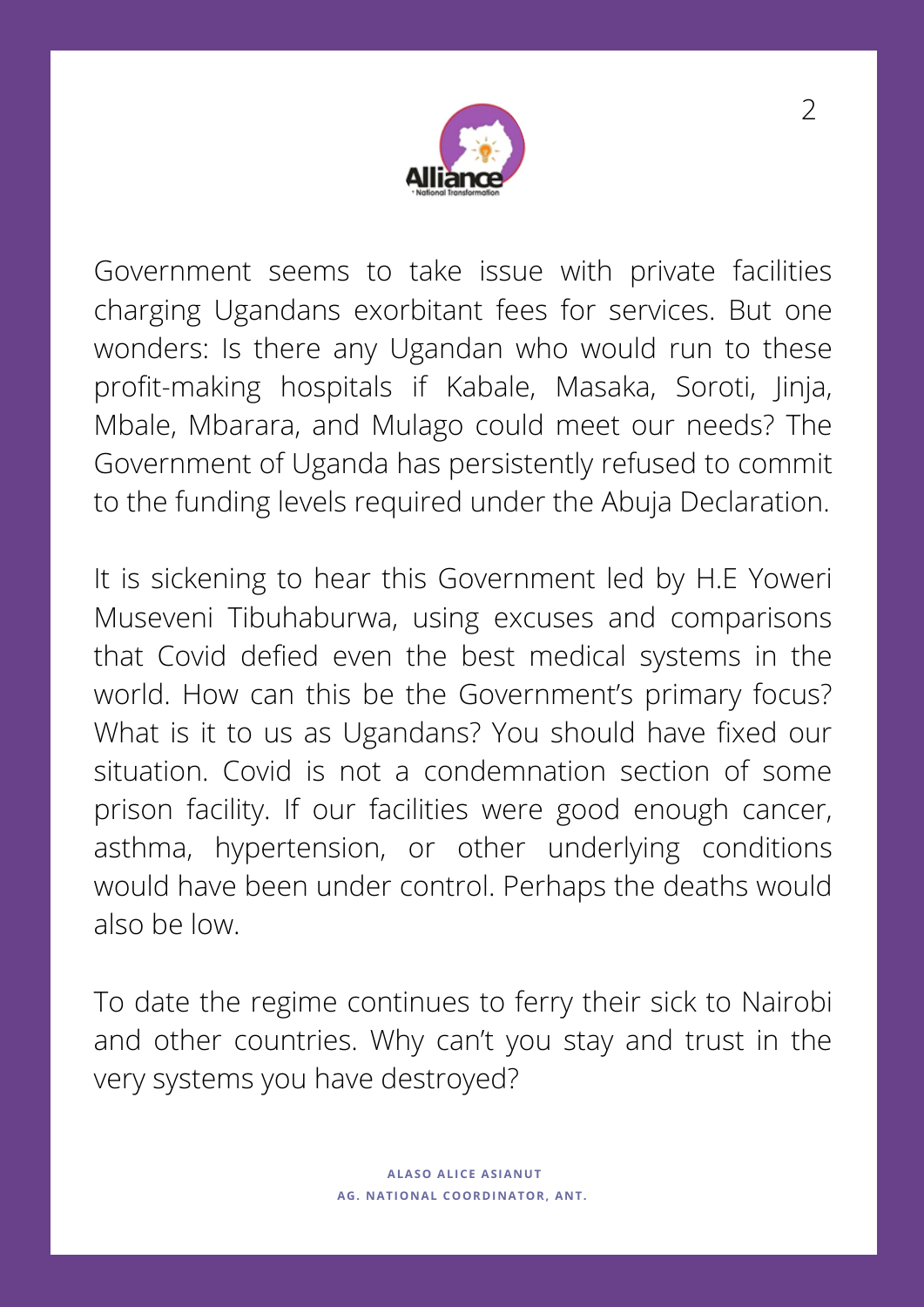Government seems to take issue with private facilities charging Ugandans exorbitant fees for services. But one wonders: Is there any Ugandan who would run to these profit-making hospitals if Kabale, Masaka, Soroti, Jinja, Mbale, Mbarara, and Mulago could meet our needs? The Government of Uganda has persistently refused to commit to the funding levels required under the Abuja Declaration.

It is sickening to hear this Government led by H.E Yoweri Museveni Tibuhaburwa, using excuses and comparisons that Covid defied even the best medical systems in the world. How can this be the Government's primary focus? What is it to us as Ugandans? You should have fixed our situation. Covid is not a condemnation section of some prison facility. If our facilities were good enough cancer, asthma, hypertension, or other underlying conditions would have been under control. Perhaps the deaths would also be low.

To date the regime continues to ferry their sick to Nairobi and other countries. Why can't you stay and trust in the very systems you have destroyed?

**ALASO ALICE ASIANUT**
**AG. NATIONAL COORDINATOR, ANT.**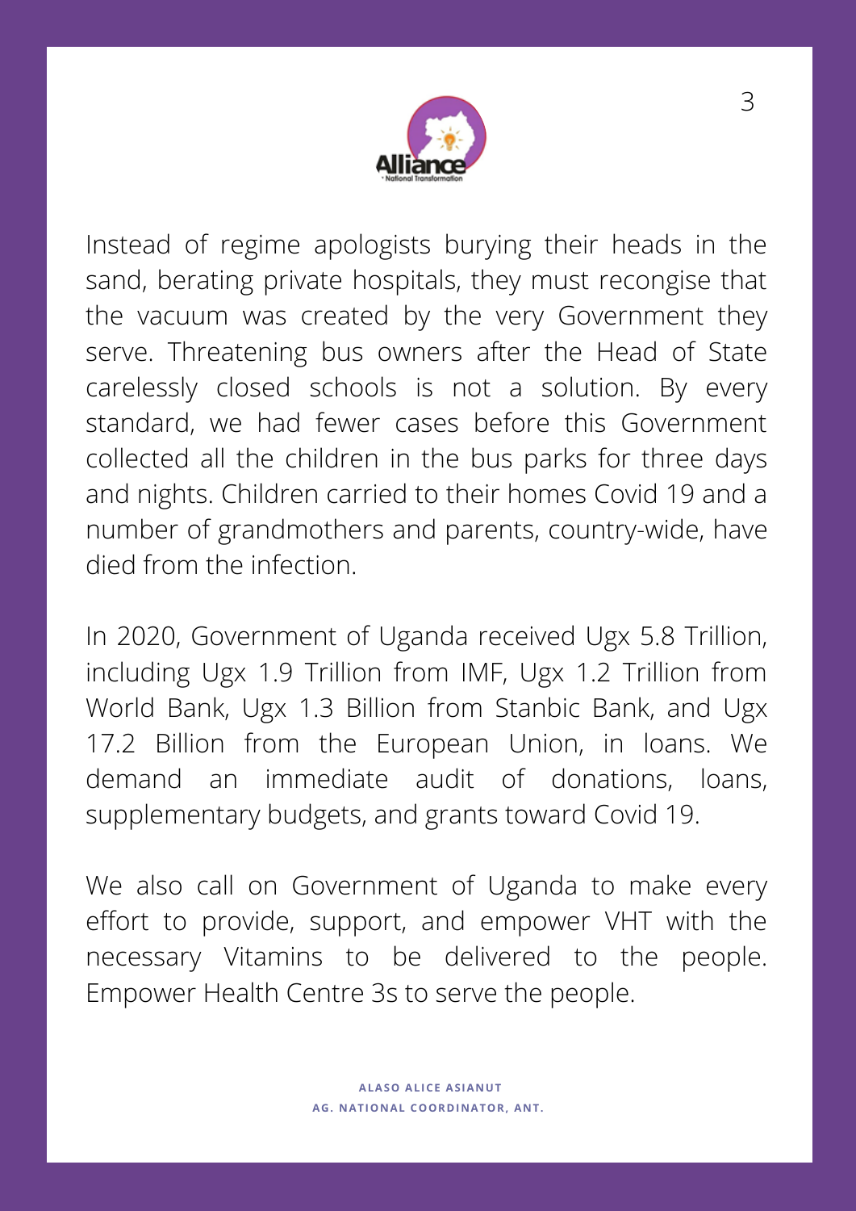Instead of regime apologists burying their heads in the sand, berating private hospitals, they must recongise that the vacuum was created by the very Government they serve. Threatening bus owners after the Head of State carelessly closed schools is not a solution. By every standard, we had fewer cases before this Government collected all the children in the bus parks for three days and nights. Children carried to their homes Covid 19 and a number of grandmothers and parents, country-wide, have died from the infection.

In 2020, Government of Uganda received Ugx 5.8 Trillion, including Ugx 1.9 Trillion from IMF, Ugx 1.2 Trillion from World Bank, Ugx 1.3 Billion from Stanbic Bank, and Ugx 17.2 Billion from the European Union, in loans. We demand an immediate audit of donations, loans, supplementary budgets, and grants toward Covid 19.

We also call on Government of Uganda to make every effort to provide, support, and empower VHT with the necessary Vitamins to be delivered to the people. Empower Health Centre 3s to serve the people.

**ALASO ALICE ASIANUT**
**AG. NATIONAL COORDINATOR, ANT.**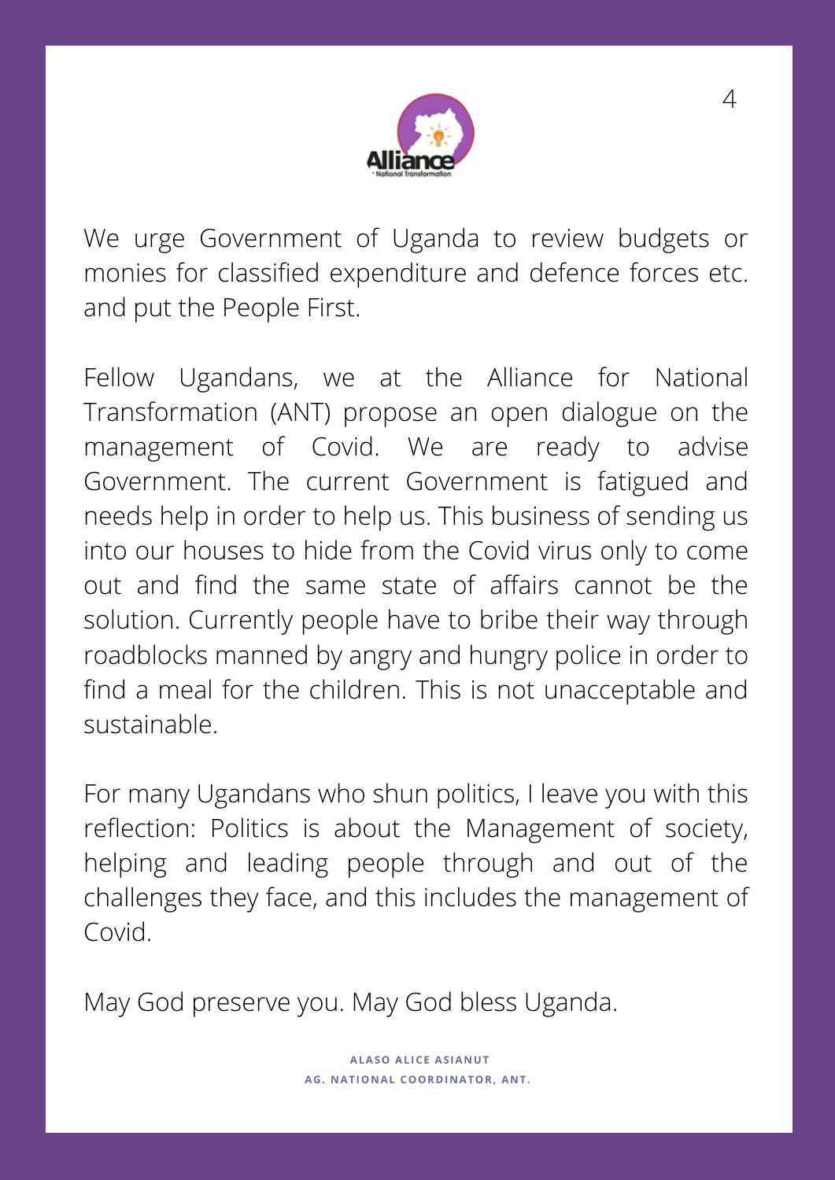We urge Government of Uganda to review budgets or monies for classified expenditure and defence forces etc. and put the People First.

Fellow Ugandans, we at the Alliance for National Transformation (ANT) propose an open dialogue on the management of Covid. We are ready to advise Government. The current Government is fatigued and needs help in order to help us. This business of sending us into our houses to hide from the Covid virus only to come out and find the same state of affairs cannot be the solution. Currently people have to bribe their way through roadblocks manned by angry and hungry police in order to find a meal for the children. This is not unacceptable and sustainable.

For many Ugandans who shun politics, I leave you with this reflection: Politics is about the Management of society, helping and leading people through and out of the challenges they face, and this includes the management of Covid.

May God preserve you. May God bless Uganda.

**ALASO ALICE ASIANUT**
**AG. NATIONAL COORDINATOR, ANT.**